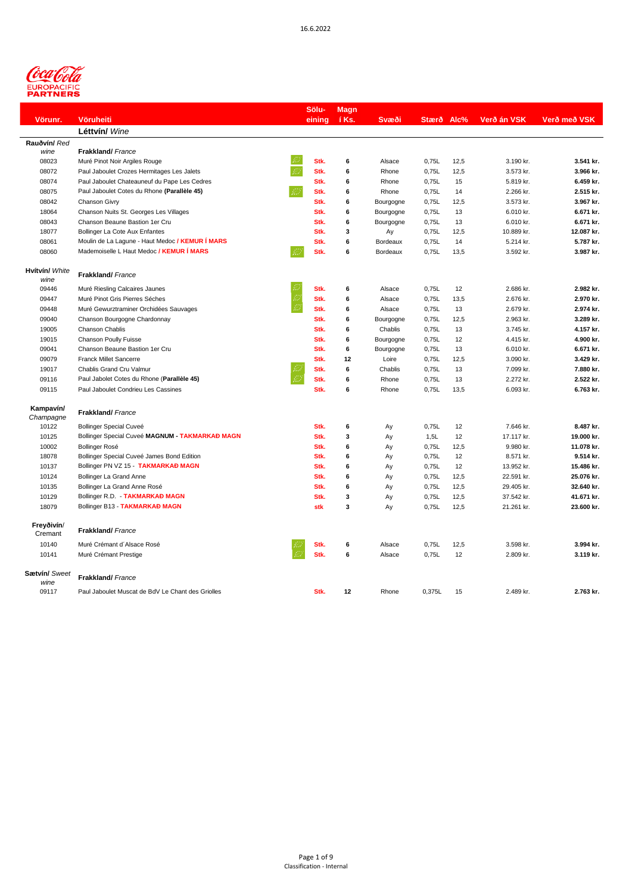16.6.2022

Coca-Cola EUROPACIFIC PARTNERS

| Vörunr. | Vöruheiti | Sölu-einingar | Magn í Ks. | Svæði | Stærð | Alc% | Verð án VSK | Verð með VSK |
|---|---|---|---|---|---|---|---|---|
| | **Léttvín/** *Wine* | | | | | | | |
| **Rauðvín/** *Red wine* | **Frakkland/** *France* | | | | | | | |
| 08023 | Muré Pinot Noir Argiles Rouge | Stk. | 6 | Alsace | 0,75L | 12,5 | 3.190 kr. | **3.541 kr.** |
| 08072 | Paul Jaboulet Crozes Hermitages Les Jalets | Stk. | 6 | Rhone | 0,75L | 12,5 | 3.573 kr. | **3.966 kr.** |
| 08074 | Paul Jaboulet Chateauneuf du Pape Les Cedres | Stk. | 6 | Rhone | 0,75L | 15 | 5.819 kr. | **6.459 kr.** |
| 08075 | Paul Jaboulet Cotes du Rhone **(Parallèle 45)** | Stk. | 6 | Rhone | 0,75L | 14 | 2.266 kr. | **2.515 kr.** |
| 08042 | Chanson Givry | Stk. | 6 | Bourgogne | 0,75L | 12,5 | 3.573 kr. | **3.967 kr.** |
| 18064 | Chanson Nuits St. Georges Les Villages | Stk. | 6 | Bourgogne | 0,75L | 13 | 6.010 kr. | **6.671 kr.** |
| 08043 | Chanson Beaune Bastion 1er Cru | Stk. | 6 | Bourgogne | 0,75L | 13 | 6.010 kr. | **6.671 kr.** |
| 18077 | Bollinger La Cote Aux Enfantes | Stk. | 3 | Ay | 0,75L | 12,5 | 10.889 kr. | **12.087 kr.** |
| 08061 | Moulin de La Lagune - Haut Medoc **/ KEMUR Í MARS** | Stk. | 6 | Bordeaux | 0,75L | 14 | 5.214 kr. | **5.787 kr.** |
| 08060 | Mademoiselle L Haut Medoc **/ KEMUR Í MARS** | Stk. | 6 | Bordeaux | 0,75L | 13,5 | 3.592 kr. | **3.987 kr.** |
| **Hvítvín/** *White wine* | **Frakkland/** *France* | | | | | | | |
| 09446 | Muré Riesling Calcaires Jaunes | Stk. | 6 | Alsace | 0,75L | 12 | 2.686 kr. | **2.982 kr.** |
| 09447 | Muré Pinot Gris Pierres Sèches | Stk. | 6 | Alsace | 0,75L | 13,5 | 2.676 kr. | **2.970 kr.** |
| 09448 | Muré Gewurztraminer Orchidées Sauvages | Stk. | 6 | Alsace | 0,75L | 13 | 2.679 kr. | **2.974 kr.** |
| 09040 | Chanson Bourgogne Chardonnay | Stk. | 6 | Bourgogne | 0,75L | 12,5 | 2.963 kr. | **3.289 kr.** |
| 19005 | Chanson Chablis | Stk. | 6 | Chablis | 0,75L | 13 | 3.745 kr. | **4.157 kr.** |
| 19015 | Chanson Poully Fuisse | Stk. | 6 | Bourgogne | 0,75L | 12 | 4.415 kr. | **4.900 kr.** |
| 09041 | Chanson Beaune Bastion 1er Cru | Stk. | 6 | Bourgogne | 0,75L | 13 | 6.010 kr. | **6.671 kr.** |
| 09079 | Franck Millet Sancerre | Stk. | 12 | Loire | 0,75L | 12,5 | 3.090 kr. | **3.429 kr.** |
| 19017 | Chablis Grand Cru Valmur | Stk. | 6 | Chablis | 0,75L | 13 | 7.099 kr. | **7.880 kr.** |
| 09116 | Paul Jabolet Cotes du Rhone (**Parallèle 45)** | Stk. | 6 | Rhone | 0,75L | 13 | 2.272 kr. | **2.522 kr.** |
| 09115 | Paul Jaboulet Condrieu Les Cassines | Stk. | 6 | Rhone | 0,75L | 13,5 | 6.093 kr. | **6.763 kr.** |
| **Kampavín/** *Champagne* | **Frakkland/** *France* | | | | | | | |
| 10122 | Bollinger Special Cuveé | Stk. | 6 | Ay | 0,75L | 12 | 7.646 kr. | **8.487 kr.** |
| 10125 | Bollinger Special Cuveé **MAGNUM - TAKMARKAÐ MAGN** | Stk. | 3 | Ay | 1,5L | 12 | 17.117 kr. | **19.000 kr.** |
| 10002 | Bollinger Rosé | Stk. | 6 | Ay | 0,75L | 12,5 | 9.980 kr. | **11.078 kr.** |
| 18078 | Bollinger Special Cuveé James Bond Edition | Stk. | 6 | Ay | 0,75L | 12 | 8.571 kr. | **9.514 kr.** |
| 10137 | Bollinger PN VZ 15 - **TAKMARKAÐ MAGN** | Stk. | 6 | Ay | 0,75L | 12 | 13.952 kr. | **15.486 kr.** |
| 10124 | Bollinger La Grand Anne | Stk. | 6 | Ay | 0,75L | 12,5 | 22.591 kr. | **25.076 kr.** |
| 10135 | Bollinger La Grand Anne Rosé | Stk. | 6 | Ay | 0,75L | 12,5 | 29.405 kr. | **32.640 kr.** |
| 10129 | Bollinger R.D. - **TAKMARKAÐ MAGN** | Stk. | 3 | Ay | 0,75L | 12,5 | 37.542 kr. | **41.671 kr.** |
| 18079 | Bollinger B13 - **TAKMARKAÐ MAGN** | stk | 3 | Ay | 0,75L | 12,5 | 21.261 kr. | **23.600 kr.** |
| **Freyðivín/** *Cremant* | **Frakkland/** *France* | | | | | | | |
| 10140 | Muré Crémant d´Alsace Rosé | Stk. | 6 | Alsace | 0,75L | 12,5 | 3.598 kr. | **3.994 kr.** |
| 10141 | Muré Crémant Prestige | Stk. | 6 | Alsace | 0,75L | 12 | 2.809 kr. | **3.119 kr.** |
| **Sætvín/** *Sweet wine* | **Frakkland/** *France* | | | | | | | |
| 09117 | Paul Jaboulet Muscat de BdV Le Chant des Griolles | Stk. | 12 | Rhone | 0,375L | 15 | 2.489 kr. | **2.763 kr.** |

Classification - Internal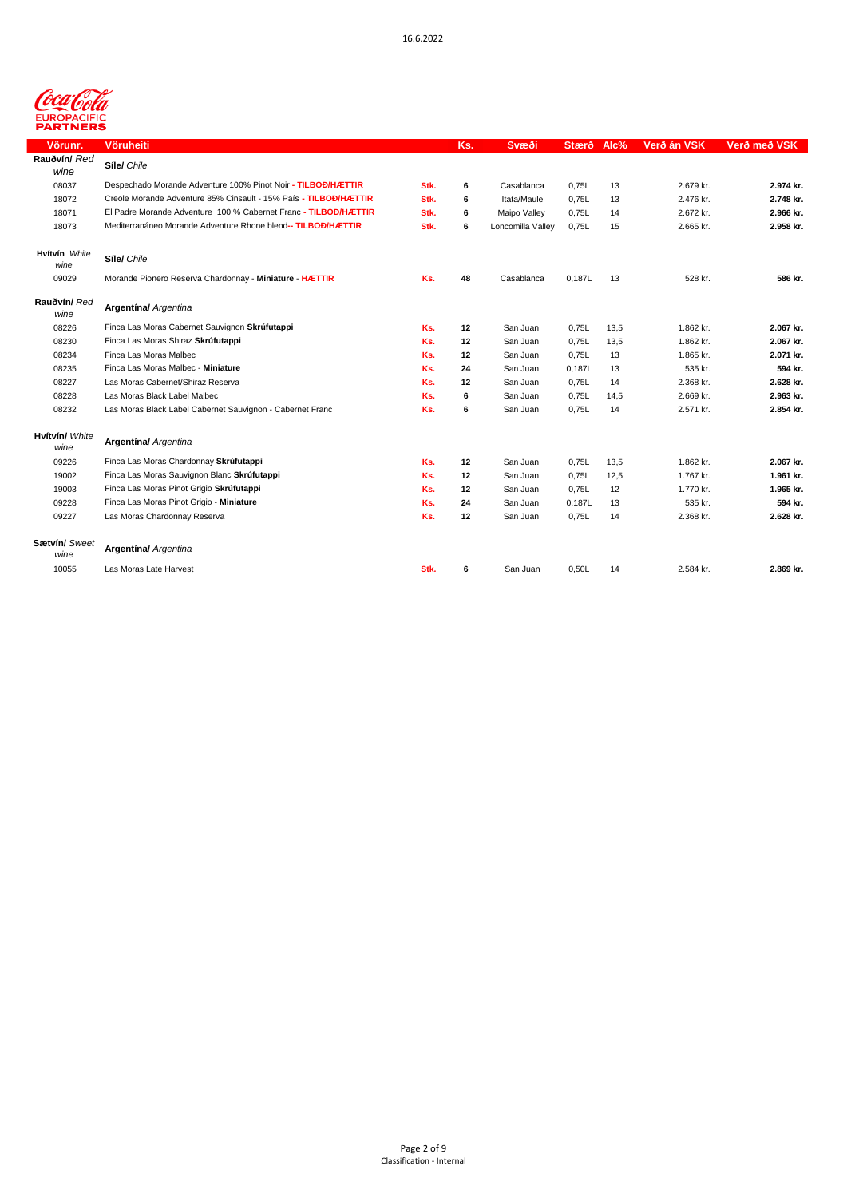16.6.2022

Coca-Cola EUROPACIFIC PARTNERS

| Vörunr. | Vöruheiti | | Ks. | Svæði | Stærð | Alc% | Verð án VSK | Verð með VSK |
|---|---|---|---|---|---|---|---|---|
| **Rauðvín/** *Red wine* | **Síle/** *Chile* | | | | | | | |
| 08037 | Despechado Morande Adventure 100% Pinot Noir - **TILBOÐ/HÆTTIR** | **Stk.** | **6** | Casablanca | 0,75L | 13 | 2.679 kr. | **2.974 kr.** |
| 18072 | Creole Morande Adventure 85% Cinsault - 15% País - **TILBOÐ/HÆTTIR** | **Stk.** | **6** | Itata/Maule | 0,75L | 13 | 2.476 kr. | **2.748 kr.** |
| 18071 | El Padre Morande Adventure 100 % Cabernet Franc - **TILBOÐ/HÆTTIR** | **Stk.** | **6** | Maipo Valley | 0,75L | 14 | 2.672 kr. | **2.966 kr.** |
| 18073 | Mediterranáneo Morande Adventure Rhone blend-- **TILBOÐ/HÆTTIR** | **Stk.** | **6** | Loncomilla Valley | 0,75L | 15 | 2.665 kr. | **2.958 kr.** |
| **Hvítvín** *White wine* | **Síle/** *Chile* | | | | | | | |
| 09029 | Morande Pionero Reserva Chardonnay - **Miniature** - **HÆTTIR** | **Ks.** | **48** | Casablanca | 0,187L | 13 | 528 kr. | **586 kr.** |
| **Rauðvín/** *Red wine* | **Argentína/** *Argentina* | | | | | | | |
| 08226 | Finca Las Moras Cabernet Sauvignon **Skrúfutappi** | **Ks.** | **12** | San Juan | 0,75L | 13,5 | 1.862 kr. | **2.067 kr.** |
| 08230 | Finca Las Moras Shiraz **Skrúfutappi** | **Ks.** | **12** | San Juan | 0,75L | 13,5 | 1.862 kr. | **2.067 kr.** |
| 08234 | Finca Las Moras Malbec | **Ks.** | **12** | San Juan | 0,75L | 13 | 1.865 kr. | **2.071 kr.** |
| 08235 | Finca Las Moras Malbec - **Miniature** | **Ks.** | **24** | San Juan | 0,187L | 13 | 535 kr. | **594 kr.** |
| 08227 | Las Moras Cabernet/Shiraz Reserva | **Ks.** | **12** | San Juan | 0,75L | 14 | 2.368 kr. | **2.628 kr.** |
| 08228 | Las Moras Black Label Malbec | **Ks.** | **6** | San Juan | 0,75L | 14,5 | 2.669 kr. | **2.963 kr.** |
| 08232 | Las Moras Black Label Cabernet Sauvignon - Cabernet Franc | **Ks.** | **6** | San Juan | 0,75L | 14 | 2.571 kr. | **2.854 kr.** |
| **Hvítvín/** *White wine* | **Argentína/** *Argentina* | | | | | | | |
| 09226 | Finca Las Moras Chardonnay **Skrúfutappi** | **Ks.** | **12** | San Juan | 0,75L | 13,5 | 1.862 kr. | **2.067 kr.** |
| 19002 | Finca Las Moras Sauvignon Blanc **Skrúfutappi** | **Ks.** | **12** | San Juan | 0,75L | 12,5 | 1.767 kr. | **1.961 kr.** |
| 19003 | Finca Las Moras Pinot Grigio **Skrúfutappi** | **Ks.** | **12** | San Juan | 0,75L | 12 | 1.770 kr. | **1.965 kr.** |
| 09228 | Finca Las Moras Pinot Grigio - **Miniature** | **Ks.** | **24** | San Juan | 0,187L | 13 | 535 kr. | **594 kr.** |
| 09227 | Las Moras Chardonnay Reserva | **Ks.** | **12** | San Juan | 0,75L | 14 | 2.368 kr. | **2.628 kr.** |
| **Sætvín/** *Sweet wine* | **Argentína/** *Argentina* | | | | | | | |
| 10055 | Las Moras Late Harvest | **Stk.** | **6** | San Juan | 0,50L | 14 | 2.584 kr. | **2.869 kr.** |

Classification - Internal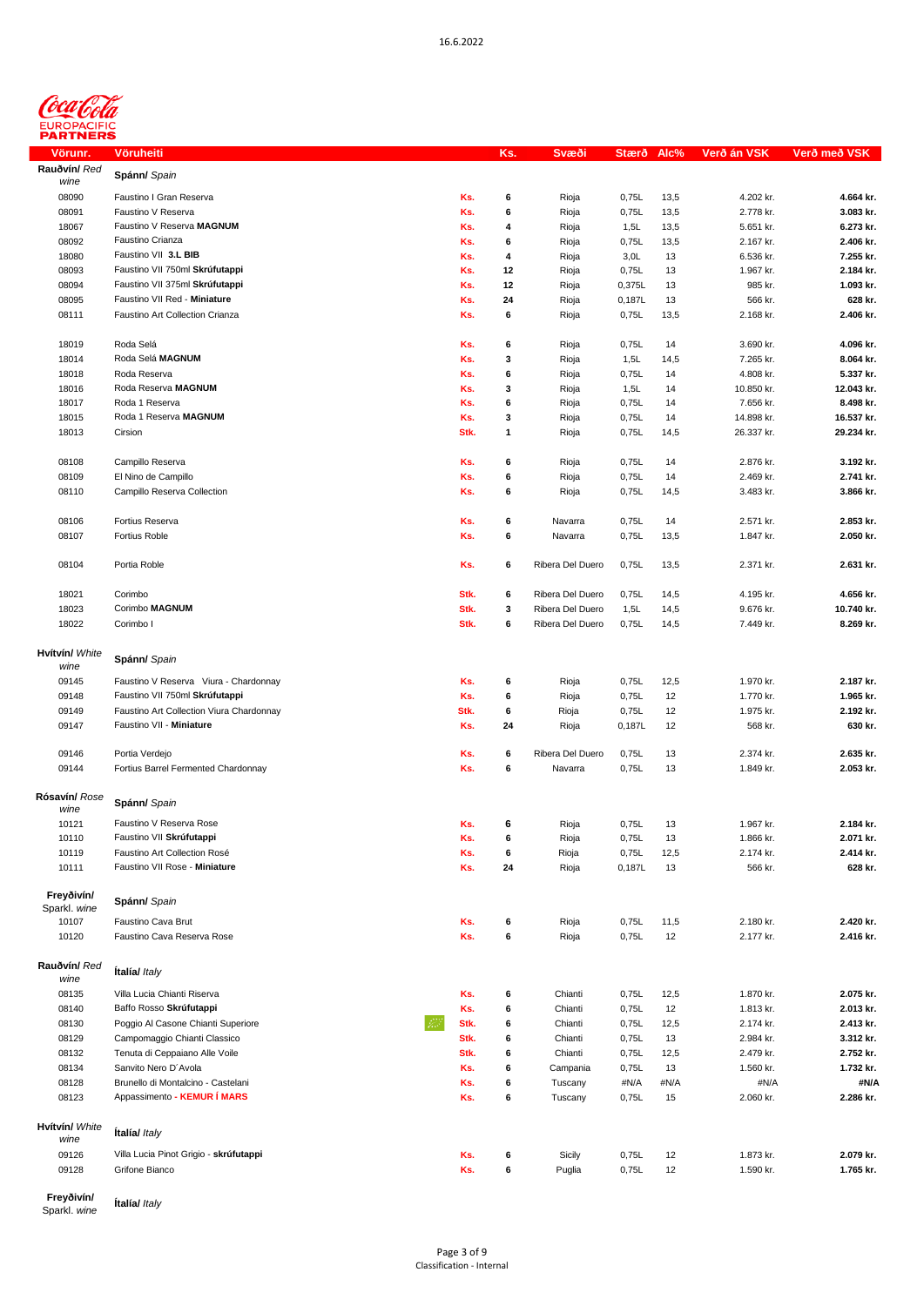16.6.2022

Coca-Cola EUROPACIFIC PARTNERS

| Vörunr. | Vöruheiti | | Ks. | Svæði | Stærð | Alc% | Verð án VSK | Verð með VSK |
|---|---|---|---|---|---|---|---|---|
| **Rauðvín/** *Red wine* | **Spánn/** *Spain* | | | | | | | |
| 08090 | Faustino I Gran Reserva | Ks. | 6 | Rioja | 0,75L | 13,5 | 4.202 kr. | **4.664 kr.** |
| 08091 | Faustino V Reserva | Ks. | 6 | Rioja | 0,75L | 13,5 | 2.778 kr. | **3.083 kr.** |
| 18067 | Faustino V Reserva **MAGNUM** | Ks. | 4 | Rioja | 1,5L | 13,5 | 5.651 kr. | **6.273 kr.** |
| 08092 | Faustino Crianza | Ks. | 6 | Rioja | 0,75L | 13,5 | 2.167 kr. | **2.406 kr.** |
| 18080 | Faustino VII **3.L BIB** | Ks. | 4 | Rioja | 3,0L | 13 | 6.536 kr. | **7.255 kr.** |
| 08093 | Faustino VII 750ml **Skrúfutappi** | Ks. | 12 | Rioja | 0,75L | 13 | 1.967 kr. | **2.184 kr.** |
| 08094 | Faustino VII 375ml **Skrúfutappi** | Ks. | 12 | Rioja | 0,375L | 13 | 985 kr. | **1.093 kr.** |
| 08095 | Faustino VII Red - **Miniature** | Ks. | 24 | Rioja | 0,187L | 13 | 566 kr. | **628 kr.** |
| 08111 | Faustino Art Collection Crianza | Ks. | 6 | Rioja | 0,75L | 13,5 | 2.168 kr. | **2.406 kr.** |
| | | | | | | | | |
| 18019 | Roda Selá | Ks. | 6 | Rioja | 0,75L | 14 | 3.690 kr. | **4.096 kr.** |
| 18014 | Roda Selá **MAGNUM** | Ks. | 3 | Rioja | 1,5L | 14,5 | 7.265 kr. | **8.064 kr.** |
| 18018 | Roda Reserva | Ks. | 6 | Rioja | 0,75L | 14 | 4.808 kr. | **5.337 kr.** |
| 18016 | Roda Reserva **MAGNUM** | Ks. | 3 | Rioja | 1,5L | 14 | 10.850 kr. | **12.043 kr.** |
| 18017 | Roda 1 Reserva | Ks. | 6 | Rioja | 0,75L | 14 | 7.656 kr. | **8.498 kr.** |
| 18015 | Roda 1 Reserva **MAGNUM** | Ks. | 3 | Rioja | 0,75L | 14 | 14.898 kr. | **16.537 kr.** |
| 18013 | Cirsion | Stk. | 1 | Rioja | 0,75L | 14,5 | 26.337 kr. | **29.234 kr.** |
| | | | | | | | | |
| 08108 | Campillo Reserva | Ks. | 6 | Rioja | 0,75L | 14 | 2.876 kr. | **3.192 kr.** |
| 08109 | El Nino de Campillo | Ks. | 6 | Rioja | 0,75L | 14 | 2.469 kr. | **2.741 kr.** |
| 08110 | Campillo Reserva Collection | Ks. | 6 | Rioja | 0,75L | 14,5 | 3.483 kr. | **3.866 kr.** |
| | | | | | | | | |
| 08106 | Fortius Reserva | Ks. | 6 | Navarra | 0,75L | 14 | 2.571 kr. | **2.853 kr.** |
| 08107 | Fortius Roble | Ks. | 6 | Navarra | 0,75L | 13,5 | 1.847 kr. | **2.050 kr.** |
| | | | | | | | | |
| 08104 | Portia Roble | Ks. | 6 | Ribera Del Duero | 0,75L | 13,5 | 2.371 kr. | **2.631 kr.** |
| | | | | | | | | |
| 18021 | Corimbo | Stk. | 6 | Ribera Del Duero | 0,75L | 14,5 | 4.195 kr. | **4.656 kr.** |
| 18023 | Corimbo **MAGNUM** | Stk. | 3 | Ribera Del Duero | 1,5L | 14,5 | 9.676 kr. | **10.740 kr.** |
| 18022 | Corimbo I | Stk. | 6 | Ribera Del Duero | 0,75L | 14,5 | 7.449 kr. | **8.269 kr.** |
| | | | | | | | | |
| **Hvítvín/** *White wine* | **Spánn/** *Spain* | | | | | | | |
| 09145 | Faustino V Reserva Viura - Chardonnay | Ks. | 6 | Rioja | 0,75L | 12,5 | 1.970 kr. | **2.187 kr.** |
| 09148 | Faustino VII 750ml **Skrúfutappi** | Ks. | 6 | Rioja | 0,75L | 12 | 1.770 kr. | **1.965 kr.** |
| 09149 | Faustino Art Collection Viura Chardonnay | Stk. | 6 | Rioja | 0,75L | 12 | 1.975 kr. | **2.192 kr.** |
| 09147 | Faustino VII - **Miniature** | Ks. | 24 | Rioja | 0,187L | 12 | 568 kr. | **630 kr.** |
| | | | | | | | | |
| 09146 | Portia Verdejo | Ks. | 6 | Ribera Del Duero | 0,75L | 13 | 2.374 kr. | **2.635 kr.** |
| 09144 | Fortius Barrel Fermented Chardonnay | Ks. | 6 | Navarra | 0,75L | 13 | 1.849 kr. | **2.053 kr.** |
| | | | | | | | | |
| **Rósavín/** *Rose wine* | **Spánn/** *Spain* | | | | | | | |
| 10121 | Faustino V Reserva Rose | Ks. | 6 | Rioja | 0,75L | 13 | 1.967 kr. | **2.184 kr.** |
| 10110 | Faustino VII **Skrúfutappi** | Ks. | 6 | Rioja | 0,75L | 13 | 1.866 kr. | **2.071 kr.** |
| 10119 | Faustino Art Collection Rosé | Ks. | 6 | Rioja | 0,75L | 12,5 | 2.174 kr. | **2.414 kr.** |
| 10111 | Faustino VII Rose - **Miniature** | Ks. | 24 | Rioja | 0,187L | 13 | 566 kr. | **628 kr.** |
| | | | | | | | | |
| **Freyðivín/** Sparkl. *wine* | **Spánn/** *Spain* | | | | | | | |
| 10107 | Faustino Cava Brut | Ks. | 6 | Rioja | 0,75L | 11,5 | 2.180 kr. | **2.420 kr.** |
| 10120 | Faustino Cava Reserva Rose | Ks. | 6 | Rioja | 0,75L | 12 | 2.177 kr. | **2.416 kr.** |
| | | | | | | | | |
| **Rauðvín/** *Red wine* | **Ítalía/** *Italy* | | | | | | | |
| 08135 | Villa Lucia Chianti Riserva | Ks. | 6 | Chianti | 0,75L | 12,5 | 1.870 kr. | **2.075 kr.** |
| 08140 | Baffo Rosso **Skrúfutappi** | Ks. | 6 | Chianti | 0,75L | 12 | 1.813 kr. | **2.013 kr.** |
| 08130 | Poggio Al Casone Chianti Superiore | Stk. | 6 | Chianti | 0,75L | 12,5 | 2.174 kr. | **2.413 kr.** |
| 08129 | Campomaggio Chianti Classico | Stk. | 6 | Chianti | 0,75L | 13 | 2.984 kr. | **3.312 kr.** |
| 08132 | Tenuta di Ceppaiano Alle Voile | Stk. | 6 | Chianti | 0,75L | 12,5 | 2.479 kr. | **2.752 kr.** |
| 08134 | Sanvito Nero D´Avola | Ks. | 6 | Campania | 0,75L | 13 | 1.560 kr. | **1.732 kr.** |
| 08128 | Brunello di Montalcino - Castelani | Ks. | 6 | Tuscany | #N/A | #N/A | #N/A | **#N/A** |
| 08123 | Appassimento - **KEMUR Í MARS** | Ks. | 6 | Tuscany | 0,75L | 15 | 2.060 kr. | **2.286 kr.** |
| | | | | | | | | |
| **Hvítvín/** *White wine* | **Ítalía/** *Italy* | | | | | | | |
| 09126 | Villa Lucia Pinot Grigio - **skrúfutappi** | Ks. | 6 | Sicily | 0,75L | 12 | 1.873 kr. | **2.079 kr.** |
| 09128 | Grifone Bianco | Ks. | 6 | Puglia | 0,75L | 12 | 1.590 kr. | **1.765 kr.** |
| | | | | | | | | |
| **Freyðivín/** Sparkl. *wine* | **Ítalía/** *Italy* | | | | | | | |

Classification - Internal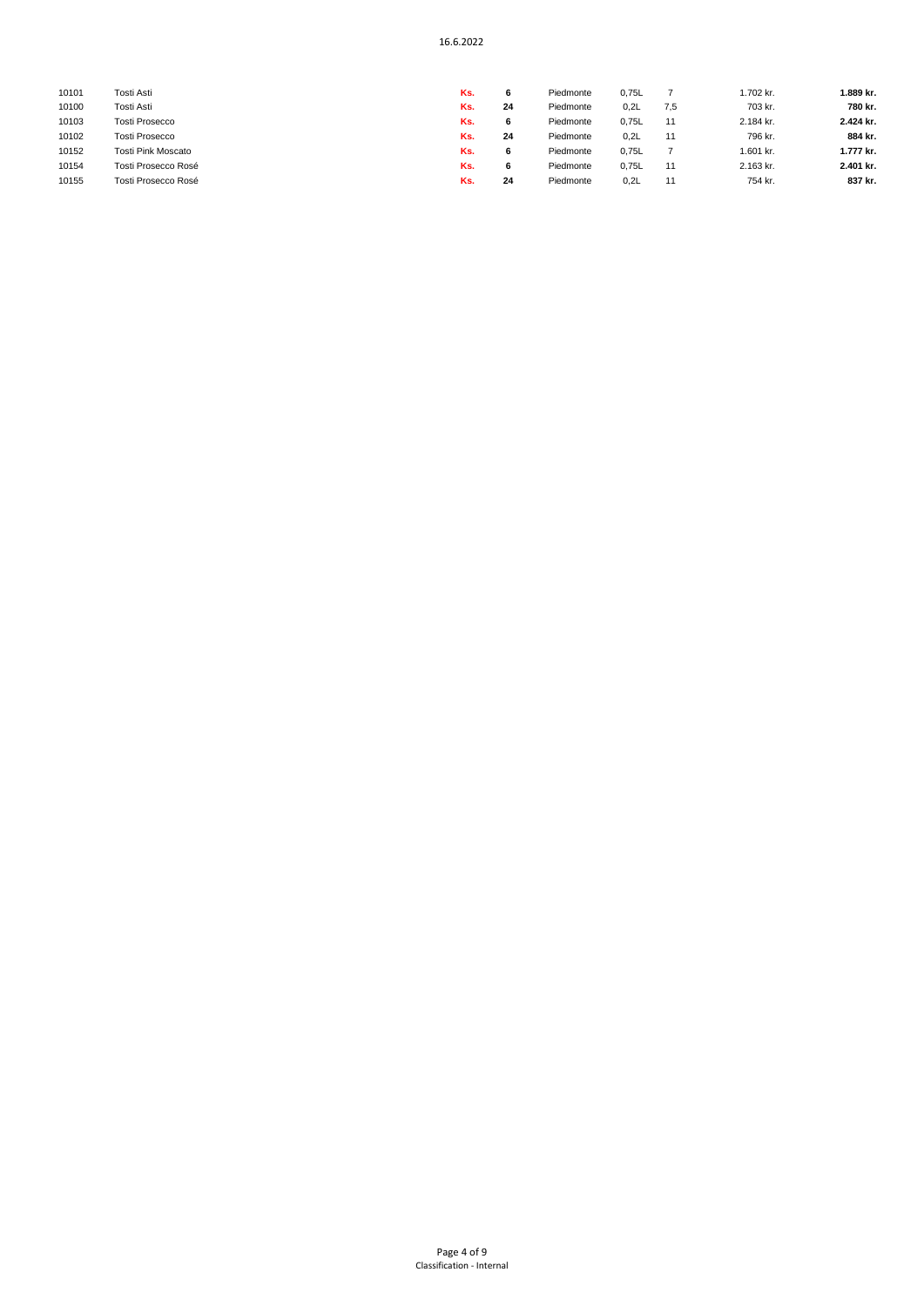| | | | | | | | | |
|---|---|---|---|---|---|---|---|---|
| 10101 | Tosti Asti | Ks. | **6** | Piedmonte | 0,75L | 7 | 1.702 kr. | **1.889 kr.** |
| 10100 | Tosti Asti | Ks. | **24** | Piedmonte | 0,2L | 7,5 | 703 kr. | **780 kr.** |
| 10103 | Tosti Prosecco | Ks. | **6** | Piedmonte | 0,75L | 11 | 2.184 kr. | **2.424 kr.** |
| 10102 | Tosti Prosecco | Ks. | **24** | Piedmonte | 0,2L | 11 | 796 kr. | **884 kr.** |
| 10152 | Tosti Pink Moscato | Ks. | **6** | Piedmonte | 0,75L | 7 | 1.601 kr. | **1.777 kr.** |
| 10154 | Tosti Prosecco Rosé | Ks. | **6** | Piedmonte | 0,75L | 11 | 2.163 kr. | **2.401 kr.** |
| 10155 | Tosti Prosecco Rosé | Ks. | **24** | Piedmonte | 0,2L | 11 | 754 kr. | **837 kr.** |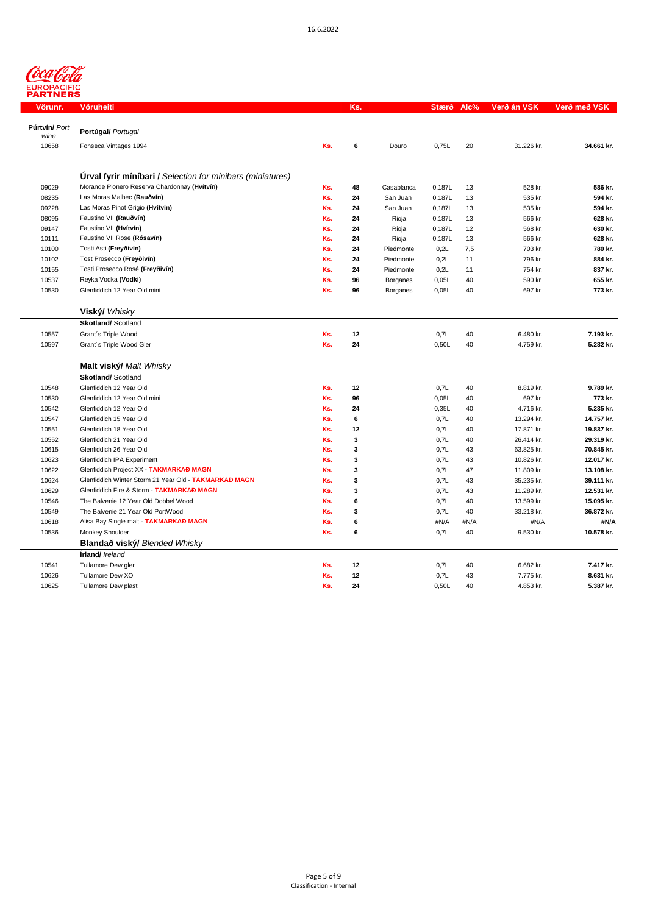16.6.2022

| Vörunr. | Vöruheiti | Ks. | | | Stærð | Alc% | Verð án VSK | Verð með VSK |
|---|---|---|---|---|---|---|---|---|
| **Púrtvín/** *Port wine* | **Portúgal/** *Portugal* | | | | | | | |
| 10658 | Fonseca Vintages 1994 | Ks. | 6 | Douro | 0,75L | 20 | 31.226 kr. | **34.661 kr.** |
| | **Úrval fyrir mínibari /** *Selection for minibars (miniatures)* | | | | | | | |
| 09029 | Morande Pionero Reserva Chardonnay **(Hvítvín)** | Ks. | 48 | Casablanca | 0,187L | 13 | 528 kr. | **586 kr.** |
| 08235 | Las Moras Malbec **(Rauðvín)** | Ks. | 24 | San Juan | 0,187L | 13 | 535 kr. | **594 kr.** |
| 09228 | Las Moras Pinot Grigio **(Hvítvín)** | Ks. | 24 | San Juan | 0,187L | 13 | 535 kr. | **594 kr.** |
| 08095 | Faustino VII **(Rauðvín)** | Ks. | 24 | Rioja | 0,187L | 13 | 566 kr. | **628 kr.** |
| 09147 | Faustino VII **(Hvítvín)** | Ks. | 24 | Rioja | 0,187L | 12 | 568 kr. | **630 kr.** |
| 10111 | Faustino VII Rose **(Rósavín)** | Ks. | 24 | Rioja | 0,187L | 13 | 566 kr. | **628 kr.** |
| 10100 | Tosti Asti **(Freyðivín)** | Ks. | 24 | Piedmonte | 0,2L | 7,5 | 703 kr. | **780 kr.** |
| 10102 | Tost Prosecco **(Freyðivín)** | Ks. | 24 | Piedmonte | 0,2L | 11 | 796 kr. | **884 kr.** |
| 10155 | Tosti Prosecco Rosé **(Freyðivín)** | Ks. | 24 | Piedmonte | 0,2L | 11 | 754 kr. | **837 kr.** |
| 10537 | Reyka Vodka **(Vodki)** | Ks. | 96 | Borganes | 0,05L | 40 | 590 kr. | **655 kr.** |
| 10530 | Glenfiddich 12 Year Old mini | Ks. | 96 | Borganes | 0,05L | 40 | 697 kr. | **773 kr.** |
| | **Viský/** *Whisky* | | | | | | | |
| | **Skotland/** Scotland | | | | | | | |
| 10557 | Grant´s Triple Wood | Ks. | 12 | | 0,7L | 40 | 6.480 kr. | **7.193 kr.** |
| 10597 | Grant´s Triple Wood Gler | Ks. | 24 | | 0,50L | 40 | 4.759 kr. | **5.282 kr.** |
| | **Malt viský/** *Malt Whisky* | | | | | | | |
| | **Skotland/** Scotland | | | | | | | |
| 10548 | Glenfiddich 12 Year Old | Ks. | 12 | | 0,7L | 40 | 8.819 kr. | **9.789 kr.** |
| 10530 | Glenfiddich 12 Year Old mini | Ks. | 96 | | 0,05L | 40 | 697 kr. | **773 kr.** |
| 10542 | Glenfiddich 12 Year Old | Ks. | 24 | | 0,35L | 40 | 4.716 kr. | **5.235 kr.** |
| 10547 | Glenfiddich 15 Year Old | Ks. | 6 | | 0,7L | 40 | 13.294 kr. | **14.757 kr.** |
| 10551 | Glenfiddich 18 Year Old | Ks. | 12 | | 0,7L | 40 | 17.871 kr. | **19.837 kr.** |
| 10552 | Glenfiddich 21 Year Old | Ks. | 3 | | 0,7L | 40 | 26.414 kr. | **29.319 kr.** |
| 10615 | Glenfiddich 26 Year Old | Ks. | 3 | | 0,7L | 43 | 63.825 kr. | **70.845 kr.** |
| 10623 | Glenfiddich IPA Experiment | Ks. | 3 | | 0,7L | 43 | 10.826 kr. | **12.017 kr.** |
| 10622 | Glenfiddich Project XX - **TAKMARKAÐ MAGN** | Ks. | 3 | | 0,7L | 47 | 11.809 kr. | **13.108 kr.** |
| 10624 | Glenfiddich Winter Storm 21 Year Old - **TAKMARKAÐ MAGN** | Ks. | 3 | | 0,7L | 43 | 35.235 kr. | **39.111 kr.** |
| 10629 | Glenfiddich Fire & Storm - **TAKMARKAÐ MAGN** | Ks. | 3 | | 0,7L | 43 | 11.289 kr. | **12.531 kr.** |
| 10546 | The Balvenie 12 Year Old Dobbel Wood | Ks. | 6 | | 0,7L | 40 | 13.599 kr. | **15.095 kr.** |
| 10549 | The Balvenie 21 Year Old PortWood | Ks. | 3 | | 0,7L | 40 | 33.218 kr. | **36.872 kr.** |
| 10618 | Alisa Bay Single malt - **TAKMARKAÐ MAGN** | Ks. | 6 | | #N/A | #N/A | #N/A | **#N/A** |
| 10536 | Monkey Shoulder | Ks. | 6 | | 0,7L | 40 | 9.530 kr. | **10.578 kr.** |
| | **Blandað viský/** *Blended Whisky* | | | | | | | |
| | **Írland/** *Ireland* | | | | | | | |
| 10541 | Tullamore Dew gler | Ks. | 12 | | 0,7L | 40 | 6.682 kr. | **7.417 kr.** |
| 10626 | Tullamore Dew XO | Ks. | 12 | | 0,7L | 43 | 7.775 kr. | **8.631 kr.** |
| 10625 | Tullamore Dew plast | Ks. | 24 | | 0,50L | 40 | 4.853 kr. | **5.387 kr.** |

Classification - Internal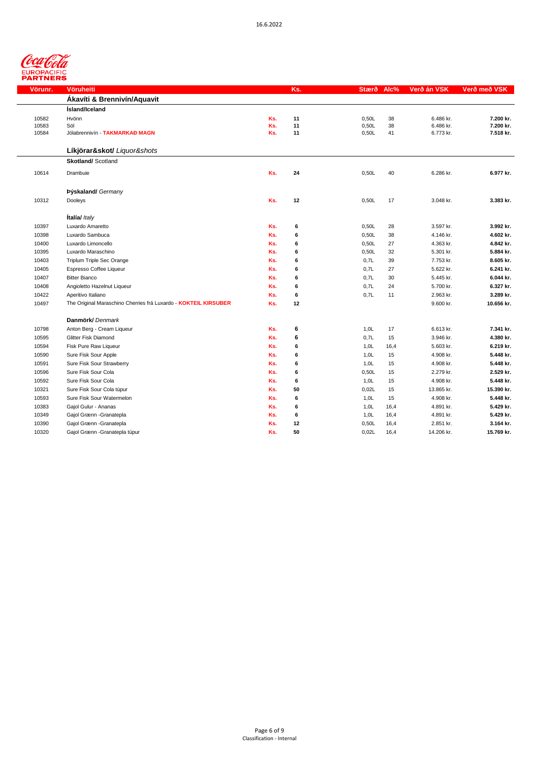16.6.2022

Coca-Cola EUROPACIFIC PARTNERS

| Vörunr. | Vöruheiti | | Ks. | Stærð | Alc% | Verð án VSK | Verð með VSK |
|---|---|---|---|---|---|---|---|
| | **Ákavíti & Brennivín/Aquavit** | | | | | | |
| | **Ísland/Iceland** | | | | | | |
| 10582 | Hvönn | Ks. | 11 | 0,50L | 38 | 6.486 kr. | **7.200 kr.** |
| 10583 | Söl | Ks. | 11 | 0,50L | 38 | 6.486 kr. | **7.200 kr.** |
| 10584 | Jólabrennivín - **TAKMARKAÐ MAGN** | Ks. | 11 | 0,50L | 41 | 6.773 kr. | **7.518 kr.** |
| | **Líkjörar&skot/** *Liquor&shots* | | | | | | |
| | **Skotland/** Scotland | | | | | | |
| 10614 | Drambuie | Ks. | 24 | 0,50L | 40 | 6.286 kr. | **6.977 kr.** |
| | **Þýskaland/** *Germany* | | | | | | |
| 10312 | Dooleys | Ks. | 12 | 0,50L | 17 | 3.048 kr. | **3.383 kr.** |
| | **Ítalía/** *Italy* | | | | | | |
| 10397 | Luxardo Amaretto | Ks. | 6 | 0,50L | 28 | 3.597 kr. | **3.992 kr.** |
| 10398 | Luxardo Sambuca | Ks. | 6 | 0,50L | 38 | 4.146 kr. | **4.602 kr.** |
| 10400 | Luxardo Limoncello | Ks. | 6 | 0,50L | 27 | 4.363 kr. | **4.842 kr.** |
| 10395 | Luxardo Maraschino | Ks. | 6 | 0,50L | 32 | 5.301 kr. | **5.884 kr.** |
| 10403 | Triplum Triple Sec Orange | Ks. | 6 | 0,7L | 39 | 7.753 kr. | **8.605 kr.** |
| 10405 | Espresso Coffee Liqueur | Ks. | 6 | 0,7L | 27 | 5.622 kr. | **6.241 kr.** |
| 10407 | Bitter Bianco | Ks. | 6 | 0,7L | 30 | 5.445 kr. | **6.044 kr.** |
| 10408 | Angioletto Hazelnut Liqueur | Ks. | 6 | 0,7L | 24 | 5.700 kr. | **6.327 kr.** |
| 10422 | Aperitivo Italiano | Ks. | 6 | 0,7L | 11 | 2.963 kr. | **3.289 kr.** |
| 10497 | The Original Maraschino Cherries frá Luxardo - **KOKTEIL KIRSUBER** | Ks. | 12 | | | 9.600 kr. | **10.656 kr.** |
| | **Danmörk/** *Denmark* | | | | | | |
| 10798 | Anton Berg - Cream Liqueur | Ks. | 6 | 1,0L | 17 | 6.613 kr. | **7.341 kr.** |
| 10595 | Glitter Fisk Diamond | Ks. | 6 | 0,7L | 15 | 3.946 kr. | **4.380 kr.** |
| 10594 | Fisk Pure Raw Liqueur | Ks. | 6 | 1,0L | 16,4 | 5.603 kr. | **6.219 kr.** |
| 10590 | Sure Fisk Sour Apple | Ks. | 6 | 1,0L | 15 | 4.908 kr. | **5.448 kr.** |
| 10591 | Sure Fisk Sour Strawberry | Ks. | 6 | 1,0L | 15 | 4.908 kr. | **5.448 kr.** |
| 10596 | Sure Fisk Sour Cola | Ks. | 6 | 0,50L | 15 | 2.279 kr. | **2.529 kr.** |
| 10592 | Sure Fisk Sour Cola | Ks. | 6 | 1,0L | 15 | 4.908 kr. | **5.448 kr.** |
| 10321 | Sure Fisk Sour Cola túpur | Ks. | 50 | 0,02L | 15 | 13.865 kr. | **15.390 kr.** |
| 10593 | Sure Fisk Sour Watermelon | Ks. | 6 | 1,0L | 15 | 4.908 kr. | **5.448 kr.** |
| 10383 | Gajol Gulur - Ananas | Ks. | 6 | 1,0L | 16,4 | 4.891 kr. | **5.429 kr.** |
| 10349 | Gajol Grænn -Granatepla | Ks. | 6 | 1,0L | 16,4 | 4.891 kr. | **5.429 kr.** |
| 10390 | Gajol Grænn -Granatepla | Ks. | 12 | 0,50L | 16,4 | 2.851 kr. | **3.164 kr.** |
| 10320 | Gajol Grænn -Granatepla túpur | Ks. | 50 | 0,02L | 16,4 | 14.206 kr. | **15.769 kr.** |

Classification - Internal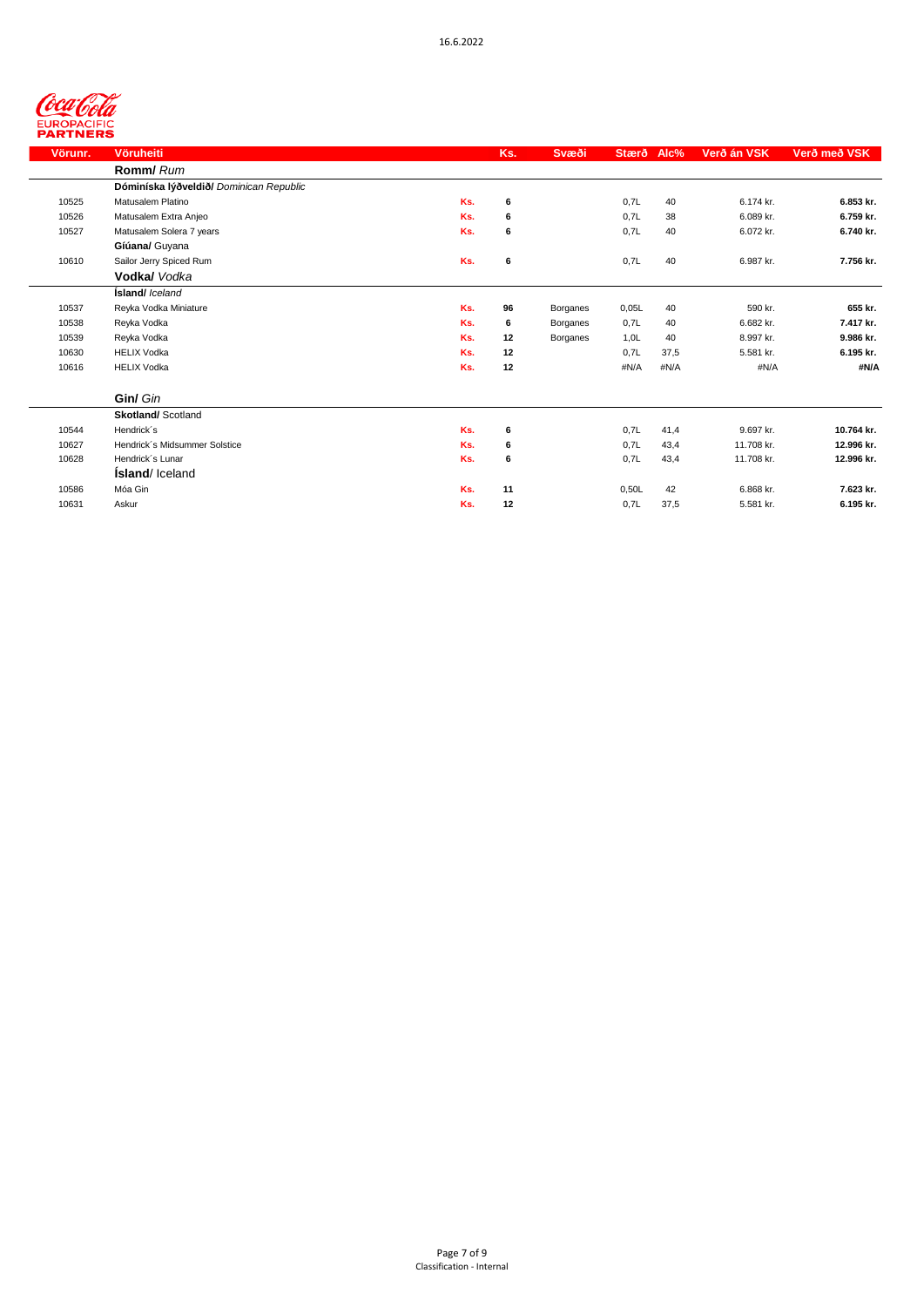16.6.2022

Coca-Cola EUROPACIFIC PARTNERS

| Vörunr. | Vöruheiti | | Ks. | Svæði | Stærð | Alc% | Verð án VSK | Verð með VSK |
|---|---|---|---|---|---|---|---|---|
| | **Romm/** *Rum* | | | | | | | |
| | **Dóminíska lýðveldið/** *Dominican Republic* | | | | | | | |
| 10525 | Matusalem Platino | Ks. | 6 | | 0,7L | 40 | 6.174 kr. | **6.853 kr.** |
| 10526 | Matusalem Extra Anjeo | Ks. | 6 | | 0,7L | 38 | 6.089 kr. | **6.759 kr.** |
| 10527 | Matusalem Solera 7 years | Ks. | 6 | | 0,7L | 40 | 6.072 kr. | **6.740 kr.** |
| | **Gíúana/** Guyana | | | | | | | |
| 10610 | Sailor Jerry Spiced Rum | Ks. | 6 | | 0,7L | 40 | 6.987 kr. | **7.756 kr.** |
| | **Vodka/** *Vodka* | | | | | | | |
| | **Ísland/** *Iceland* | | | | | | | |
| 10537 | Reyka Vodka Miniature | Ks. | 96 | Borganes | 0,05L | 40 | 590 kr. | **655 kr.** |
| 10538 | Reyka Vodka | Ks. | 6 | Borganes | 0,7L | 40 | 6.682 kr. | **7.417 kr.** |
| 10539 | Reyka Vodka | Ks. | 12 | Borganes | 1,0L | 40 | 8.997 kr. | **9.986 kr.** |
| 10630 | HELIX Vodka | Ks. | 12 | | 0,7L | 37,5 | 5.581 kr. | **6.195 kr.** |
| 10616 | HELIX Vodka | Ks. | 12 | | #N/A | #N/A | #N/A | **#N/A** |
| | **Gin/** *Gin* | | | | | | | |
| | **Skotland/** Scotland | | | | | | | |
| 10544 | Hendrick´s | Ks. | 6 | | 0,7L | 41,4 | 9.697 kr. | **10.764 kr.** |
| 10627 | Hendrick´s Midsummer Solstice | Ks. | 6 | | 0,7L | 43,4 | 11.708 kr. | **12.996 kr.** |
| 10628 | Hendrick´s Lunar | Ks. | 6 | | 0,7L | 43,4 | 11.708 kr. | **12.996 kr.** |
| | **Ísland/** Iceland | | | | | | | |
| 10586 | Móa Gin | Ks. | 11 | | 0,50L | 42 | 6.868 kr. | **7.623 kr.** |
| 10631 | Askur | Ks. | 12 | | 0,7L | 37,5 | 5.581 kr. | **6.195 kr.** |

Classification - Internal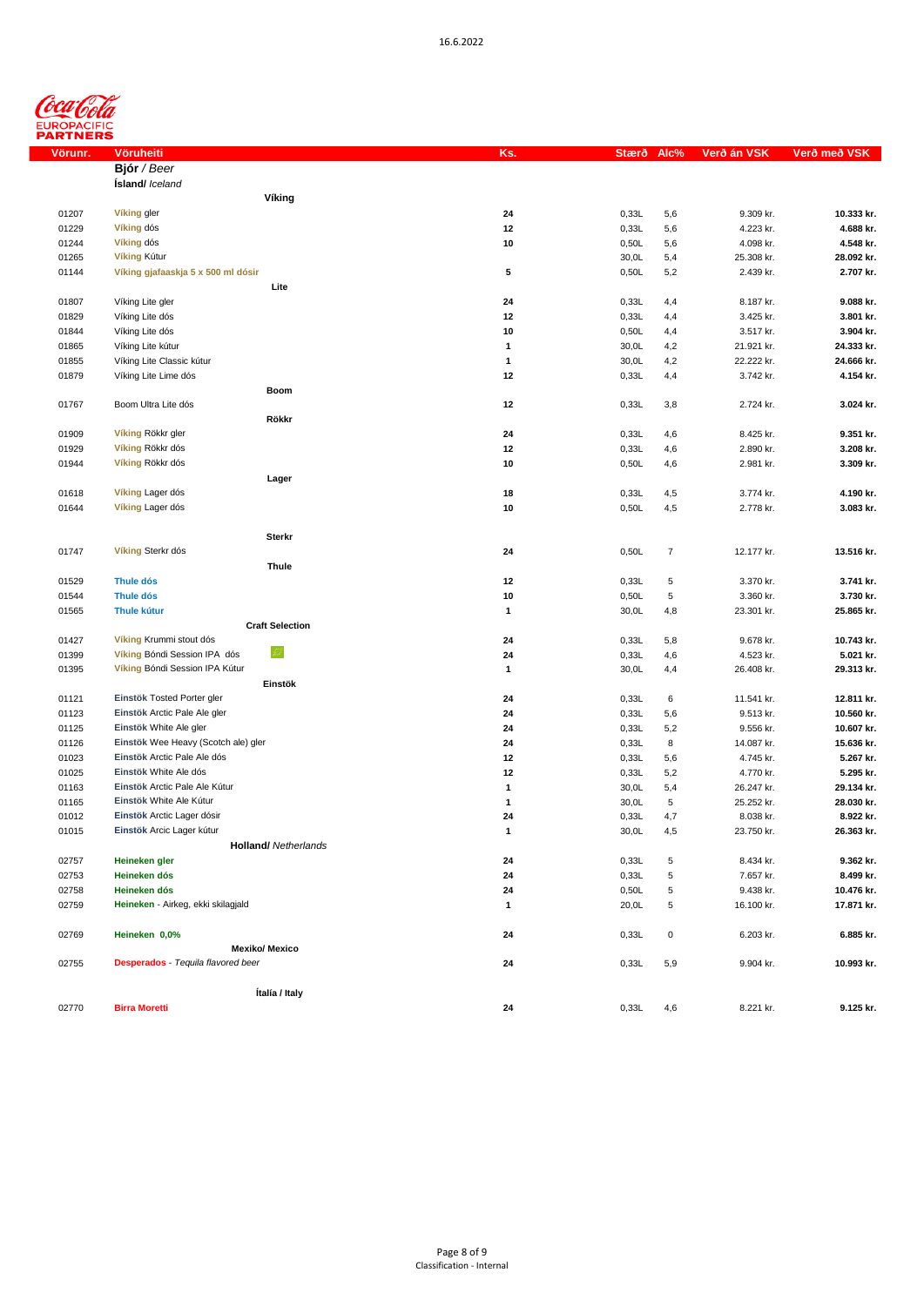| Vörunr. | Vöruheiti | Ks. | Stærð | Alc% | Verð án VSK | Verð með VSK |
|---|---|---|---|---|---|---|
| | **Bjór** / *Beer* | | | | | |
| | **Ísland/** *Iceland* | | | | | |
| | **Víking** | | | | | |
| 01207 | Víking gler | **24** | 0,33L | 5,6 | 9.309 kr. | **10.333 kr.** |
| 01229 | Víking dós | **12** | 0,33L | 5,6 | 4.223 kr. | **4.688 kr.** |
| 01244 | Víking dós | **10** | 0,50L | 5,6 | 4.098 kr. | **4.548 kr.** |
| 01265 | Víking Kútur | | 30,0L | 5,4 | 25.308 kr. | **28.092 kr.** |
| 01144 | **Víking gjafaaskja 5 x 500 ml dósir** | **5** | 0,50L | 5,2 | 2.439 kr. | **2.707 kr.** |
| | **Lite** | | | | | |
| 01807 | Víking Lite gler | **24** | 0,33L | 4,4 | 8.187 kr. | **9.088 kr.** |
| 01829 | Víking Lite dós | **12** | 0,33L | 4,4 | 3.425 kr. | **3.801 kr.** |
| 01844 | Víking Lite dós | **10** | 0,50L | 4,4 | 3.517 kr. | **3.904 kr.** |
| 01865 | Víking Lite kútur | **1** | 30,0L | 4,2 | 21.921 kr. | **24.333 kr.** |
| 01855 | Víking Lite Classic kútur | **1** | 30,0L | 4,2 | 22.222 kr. | **24.666 kr.** |
| 01879 | Víking Lite Lime dós | **12** | 0,33L | 4,4 | 3.742 kr. | **4.154 kr.** |
| | **Boom** | | | | | |
| 01767 | Boom Ultra Lite dós | **12** | 0,33L | 3,8 | 2.724 kr. | **3.024 kr.** |
| | **Rökkr** | | | | | |
| 01909 | Víking Rökkr gler | **24** | 0,33L | 4,6 | 8.425 kr. | **9.351 kr.** |
| 01929 | Víking Rökkr dós | **12** | 0,33L | 4,6 | 2.890 kr. | **3.208 kr.** |
| 01944 | Víking Rökkr dós | **10** | 0,50L | 4,6 | 2.981 kr. | **3.309 kr.** |
| | **Lager** | | | | | |
| 01618 | Víking Lager dós | **18** | 0,33L | 4,5 | 3.774 kr. | **4.190 kr.** |
| 01644 | Víking Lager dós | **10** | 0,50L | 4,5 | 2.778 kr. | **3.083 kr.** |
| | **Sterkr** | | | | | |
| 01747 | Víking Sterkr dós | **24** | 0,50L | 7 | 12.177 kr. | **13.516 kr.** |
| | **Thule** | | | | | |
| 01529 | **Thule dós** | **12** | 0,33L | 5 | 3.370 kr. | **3.741 kr.** |
| 01544 | **Thule dós** | **10** | 0,50L | 5 | 3.360 kr. | **3.730 kr.** |
| 01565 | **Thule kútur** | **1** | 30,0L | 4,8 | 23.301 kr. | **25.865 kr.** |
| | **Craft Selection** | | | | | |
| 01427 | Víking Krummi stout dós | **24** | 0,33L | 5,8 | 9.678 kr. | **10.743 kr.** |
| 01399 | Víking Bóndi Session IPA dós | **24** | 0,33L | 4,6 | 4.523 kr. | **5.021 kr.** |
| 01395 | Víking Bóndi Session IPA Kútur | **1** | 30,0L | 4,4 | 26.408 kr. | **29.313 kr.** |
| | **Einstök** | | | | | |
| 01121 | Einstök Tosted Porter gler | **24** | 0,33L | 6 | 11.541 kr. | **12.811 kr.** |
| 01123 | Einstök Arctic Pale Ale gler | **24** | 0,33L | 5,6 | 9.513 kr. | **10.560 kr.** |
| 01125 | Einstök White Ale gler | **24** | 0,33L | 5,2 | 9.556 kr. | **10.607 kr.** |
| 01126 | Einstök Wee Heavy (Scotch ale) gler | **24** | 0,33L | 8 | 14.087 kr. | **15.636 kr.** |
| 01023 | Einstök Arctic Pale Ale dós | **12** | 0,33L | 5,6 | 4.745 kr. | **5.267 kr.** |
| 01025 | Einstök White Ale dós | **12** | 0,33L | 5,2 | 4.770 kr. | **5.295 kr.** |
| 01163 | Einstök Arctic Pale Ale Kútur | **1** | 30,0L | 5,4 | 26.247 kr. | **29.134 kr.** |
| 01165 | Einstök White Ale Kútur | **1** | 30,0L | 5 | 25.252 kr. | **28.030 kr.** |
| 01012 | Einstök Arctic Lager dósir | **24** | 0,33L | 4,7 | 8.038 kr. | **8.922 kr.** |
| 01015 | Einstök Arcic Lager kútur | **1** | 30,0L | 4,5 | 23.750 kr. | **26.363 kr.** |
| | **Holland/** *Netherlands* | | | | | |
| 02757 | **Heineken gler** | **24** | 0,33L | 5 | 8.434 kr. | **9.362 kr.** |
| 02753 | **Heineken dós** | **24** | 0,33L | 5 | 7.657 kr. | **8.499 kr.** |
| 02758 | **Heineken dós** | **24** | 0,50L | 5 | 9.438 kr. | **10.476 kr.** |
| 02759 | **Heineken** - Airkeg, ekki skilagjald | **1** | 20,0L | 5 | 16.100 kr. | **17.871 kr.** |
| 02769 | **Heineken 0,0%** | **24** | 0,33L | 0 | 6.203 kr. | **6.885 kr.** |
| | **Mexiko/ Mexico** | | | | | |
| 02755 | **Desperados** - *Tequila flavored beer* | **24** | 0,33L | 5,9 | 9.904 kr. | **10.993 kr.** |
| | **Ítalía / Italy** | | | | | |
| 02770 | **Birra Moretti** | **24** | 0,33L | 4,6 | 8.221 kr. | **9.125 kr.** |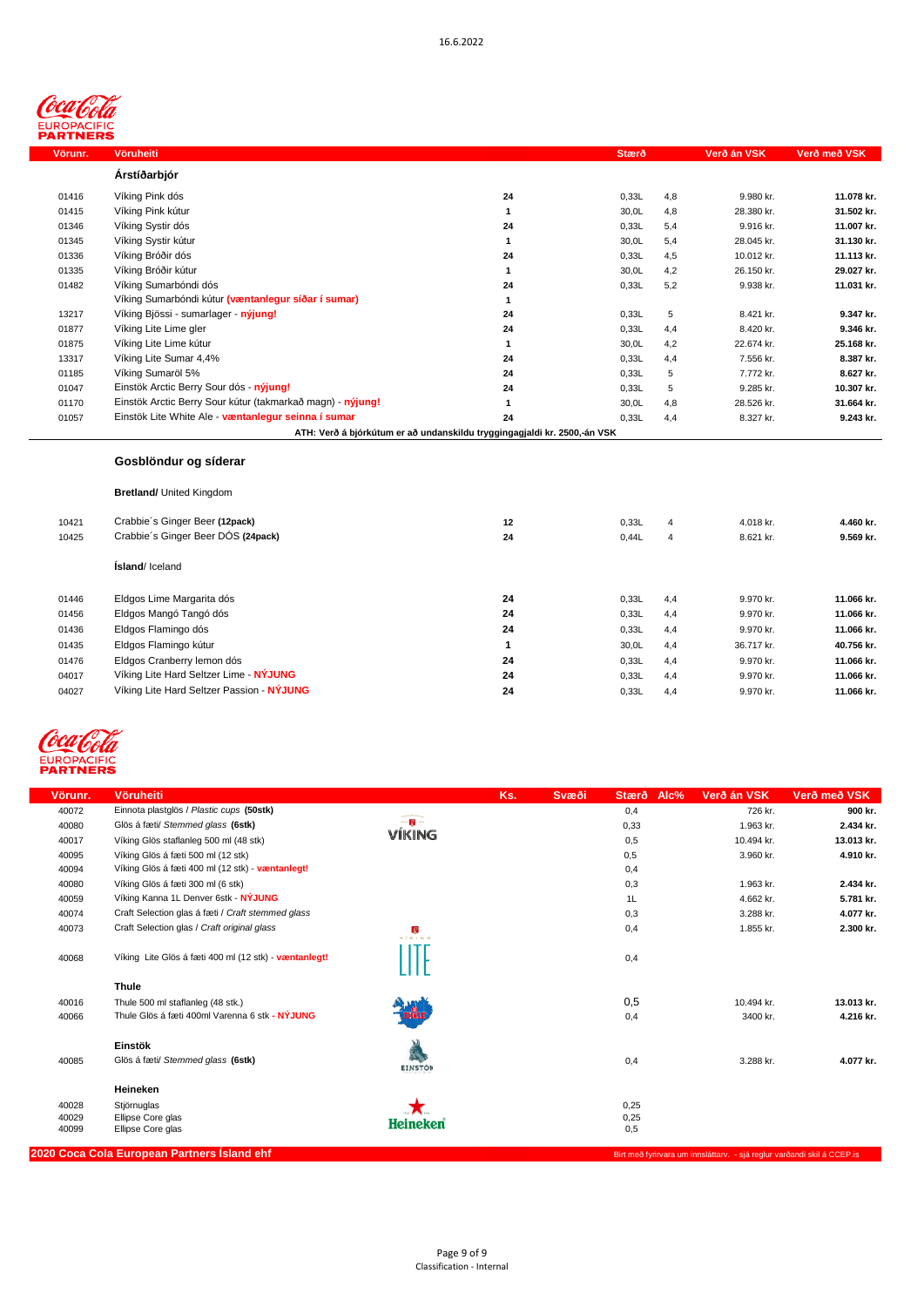16.6.2022

Coca-Cola EUROPACIFIC PARTNERS

| Vörunr. | Vöruheiti | | Stærð | | Verð án VSK | Verð með VSK |
|---|---|---|---|---|---|---|
| | **Árstíðarbjór** | | | | | |
| 01416 | Víking Pink dós | 24 | 0,33L | 4,8 | 9.980 kr. | **11.078 kr.** |
| 01415 | Víking Pink kútur | 1 | 30,0L | 4,8 | 28.380 kr. | **31.502 kr.** |
| 01346 | Víking Systir dós | 24 | 0,33L | 5,4 | 9.916 kr. | **11.007 kr.** |
| 01345 | Víking Systir kútur | 1 | 30,0L | 5,4 | 28.045 kr. | **31.130 kr.** |
| 01336 | Víking Bróðir dós | 24 | 0,33L | 4,5 | 10.012 kr. | **11.113 kr.** |
| 01335 | Víking Bróðir kútur | 1 | 30,0L | 4,2 | 26.150 kr. | **29.027 kr.** |
| 01482 | Víking Sumarbóndi dós | 24 | 0,33L | 5,2 | 9.938 kr. | **11.031 kr.** |
| | Víking Sumarbóndi kútur **(væntanlegur síðar í sumar)** | 1 | | | | |
| 13217 | Víking Bjössi - sumarlager - **nýjung!** | 24 | 0,33L | 5 | 8.421 kr. | **9.347 kr.** |
| 01877 | Víking Lite Lime gler | 24 | 0,33L | 4,4 | 8.420 kr. | **9.346 kr.** |
| 01875 | Víking Lite Lime kútur | 1 | 30,0L | 4,2 | 22.674 kr. | **25.168 kr.** |
| 13317 | Víking Lite Sumar 4,4% | 24 | 0,33L | 4,4 | 7.556 kr. | **8.387 kr.** |
| 01185 | Víking Sumaröl 5% | 24 | 0,33L | 5 | 7.772 kr. | **8.627 kr.** |
| 01047 | Einstök Arctic Berry Sour dós - **nýjung!** | 24 | 0,33L | 5 | 9.285 kr. | **10.307 kr.** |
| 01170 | Einstök Arctic Berry Sour kútur (takmarkað magn) - **nýjung!** | 1 | 30,0L | 4,8 | 28.526 kr. | **31.664 kr.** |
| 01057 | Einstök Lite White Ale - **væntanlegur seinna í sumar** | 24 | 0,33L | 4,4 | 8.327 kr. | **9.243 kr.** |

**ATH: Verð á bjórkútum er að undanskildu tryggingagjaldi kr. 2500,-án VSK**

## Gosblöndur og síderar

**Bretland/** United Kingdom

| Vörunr. | Vöruheiti | | Stærð | | Verð án VSK | Verð með VSK |
|---|---|---|---|---|---|---|
| 10421 | Crabbie´s Ginger Beer **(12pack)** | 12 | 0,33L | 4 | 4.018 kr. | **4.460 kr.** |
| 10425 | Crabbie´s Ginger Beer DÓS **(24pack)** | 24 | 0,44L | 4 | 8.621 kr. | **9.569 kr.** |

**Ísland/** Iceland

| Vörunr. | Vöruheiti | | Stærð | | Verð án VSK | Verð með VSK |
|---|---|---|---|---|---|---|
| 01446 | Eldgos Lime Margarita dós | 24 | 0,33L | 4,4 | 9.970 kr. | **11.066 kr.** |
| 01456 | Eldgos Mangó Tangó dós | 24 | 0,33L | 4,4 | 9.970 kr. | **11.066 kr.** |
| 01436 | Eldgos Flamingo dós | 24 | 0,33L | 4,4 | 9.970 kr. | **11.066 kr.** |
| 01435 | Eldgos Flamingo kútur | 1 | 30,0L | 4,4 | 36.717 kr. | **40.756 kr.** |
| 01476 | Eldgos Cranberry lemon dós | 24 | 0,33L | 4,4 | 9.970 kr. | **11.066 kr.** |
| 04017 | Víking Lite Hard Seltzer Lime - **NÝJUNG** | 24 | 0,33L | 4,4 | 9.970 kr. | **11.066 kr.** |
| 04027 | Víking Lite Hard Seltzer Passion - **NÝJUNG** | 24 | 0,33L | 4,4 | 9.970 kr. | **11.066 kr.** |

Coca-Cola EUROPACIFIC PARTNERS

| Vörunr. | Vöruheiti | Ks. | Svæði | Stærð | Alc% | Verð án VSK | Verð með VSK |
|---|---|---|---|---|---|---|---|
| 40072 | Einnota plastglös / *Plastic cups* **(50stk)** | | | 0,4 | | 726 kr. | **900 kr.** |
| 40080 | Glös á fæti/ *Stemmed glass* **(6stk)** | | | 0,33 | | 1.963 kr. | **2.434 kr.** |
| 40017 | Víking Glös staflanleg 500 ml (48 stk) | | | 0,5 | | 10.494 kr. | **13.013 kr.** |
| 40095 | Víking Glös á fæti 500 ml (12 stk) | | | 0,5 | | 3.960 kr. | **4.910 kr.** |
| 40094 | Víking Glös á fæti 400 ml (12 stk) - **væntanlegt!** | | | 0,4 | | | |
| 40080 | Víking Glös á fæti 300 ml (6 stk) | | | 0,3 | | 1.963 kr. | **2.434 kr.** |
| 40059 | Víking Kanna 1L Denver 6stk - **NÝJUNG** | | | 1L | | 4.662 kr. | **5.781 kr.** |
| 40074 | Craft Selection glas á fæti / *Craft stemmed glass* | | | 0,3 | | 3.288 kr. | **4.077 kr.** |
| 40073 | Craft Selection glas / *Craft original glass* | | | 0,4 | | 1.855 kr. | **2.300 kr.** |
| 40068 | Víking Lite Glös á fæti 400 ml (12 stk) - **væntanlegt!** | | | 0,4 | | | |
| | **Thule** | | | | | | |
| 40016 | Thule 500 ml staflanleg (48 stk.) | | | 0,5 | | 10.494 kr. | **13.013 kr.** |
| 40066 | Thule Glös á fæti 400ml Varenna 6 stk - **NÝJUNG** | | | 0,4 | | 3400 kr. | **4.216 kr.** |
| | **Einstök** | | | | | | |
| 40085 | Glös á fæti/ *Stemmed glass* **(6stk)** | | | 0,4 | | 3.288 kr. | **4.077 kr.** |
| | **Heineken** | | | | | | |
| 40028 | Stjörnuglas | | | 0,25 | | | |
| 40029 | Ellipse Core glas | | | 0,25 | | | |
| 40099 | Ellipse Core glas | | | 0,5 | | | |

**2020 Coca Cola European Partners Ísland ehf**

Birt með fyrirvara um innsláttarv. - sjá reglur varðandi skil á CCEP.is

Classification - Internal